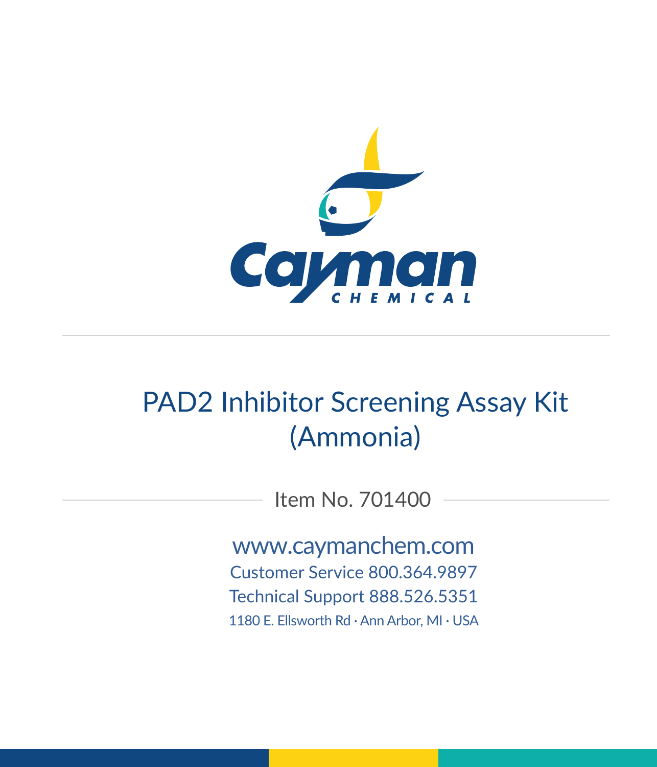Cayman CHEMICAL

# PAD2 Inhibitor Screening Assay Kit (Ammonia)

Item No. 701400

www.caymanchem.com
Customer Service 800.364.9897
Technical Support 888.526.5351
1180 E. Ellsworth Rd · Ann Arbor, MI · USA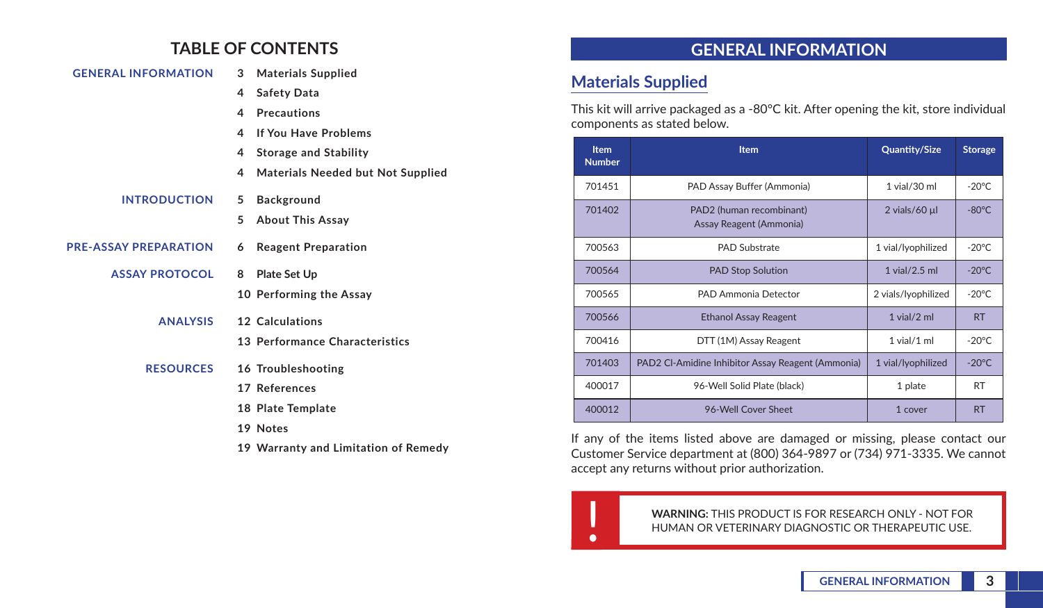# TABLE OF CONTENTS

**GENERAL INFORMATION**
- 3 Materials Supplied
- 4 Safety Data
- 4 Precautions
- 4 If You Have Problems
- 4 Storage and Stability
- 4 Materials Needed but Not Supplied

**INTRODUCTION**
- 5 Background
- 5 About This Assay

**PRE-ASSAY PREPARATION**
- 6 Reagent Preparation

**ASSAY PROTOCOL**
- 8 Plate Set Up
- 10 Performing the Assay

**ANALYSIS**
- 12 Calculations
- 13 Performance Characteristics

**RESOURCES**
- 16 Troubleshooting
- 17 References
- 18 Plate Template
- 19 Notes
- 19 Warranty and Limitation of Remedy

# GENERAL INFORMATION

## Materials Supplied

This kit will arrive packaged as a -80°C kit. After opening the kit, store individual components as stated below.

| Item Number | Item | Quantity/Size | Storage |
|---|---|---|---|
| 701451 | PAD Assay Buffer (Ammonia) | 1 vial/30 ml | -20°C |
| 701402 | PAD2 (human recombinant) Assay Reagent (Ammonia) | 2 vials/60 µl | -80°C |
| 700563 | PAD Substrate | 1 vial/lyophilized | -20°C |
| 700564 | PAD Stop Solution | 1 vial/2.5 ml | -20°C |
| 700565 | PAD Ammonia Detector | 2 vials/lyophilized | -20°C |
| 700566 | Ethanol Assay Reagent | 1 vial/2 ml | RT |
| 700416 | DTT (1M) Assay Reagent | 1 vial/1 ml | -20°C |
| 701403 | PAD2 Cl-Amidine Inhibitor Assay Reagent (Ammonia) | 1 vial/lyophilized | -20°C |
| 400017 | 96-Well Solid Plate (black) | 1 plate | RT |
| 400012 | 96-Well Cover Sheet | 1 cover | RT |

If any of the items listed above are damaged or missing, please contact our Customer Service department at (800) 364-9897 or (734) 971-3335. We cannot accept any returns without prior authorization.

**WARNING:** THIS PRODUCT IS FOR RESEARCH ONLY - NOT FOR HUMAN OR VETERINARY DIAGNOSTIC OR THERAPEUTIC USE.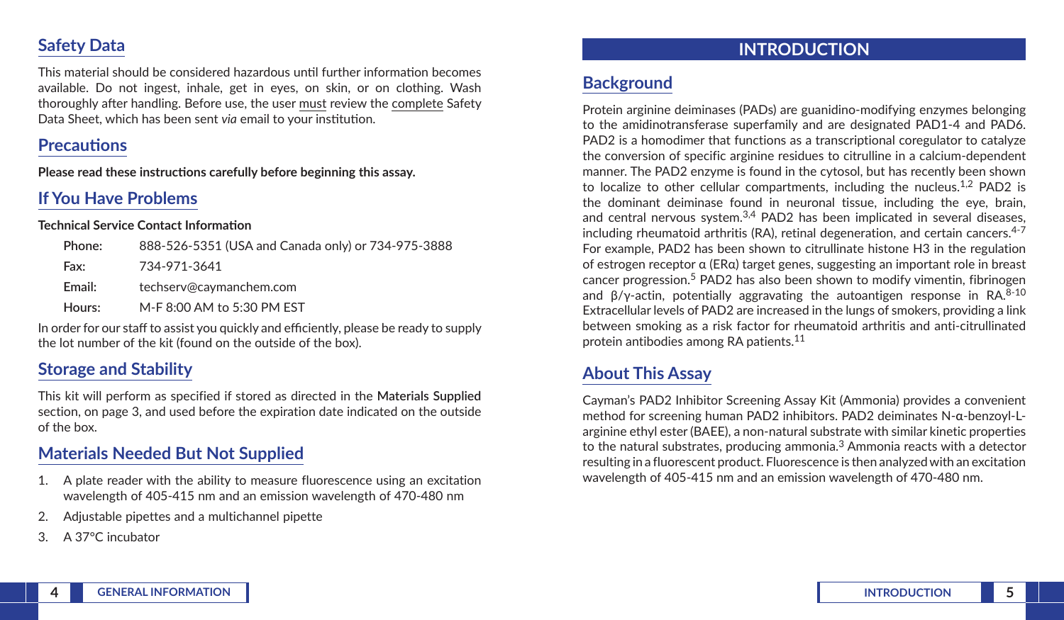## Safety Data

This material should be considered hazardous until further information becomes available. Do not ingest, inhale, get in eyes, on skin, or on clothing. Wash thoroughly after handling. Before use, the user must review the complete Safety Data Sheet, which has been sent *via* email to your institution.

## Precautions

**Please read these instructions carefully before beginning this assay.**

## If You Have Problems

**Technical Service Contact Information**

| | |
|---|---|
| **Phone:** | 888-526-5351 (USA and Canada only) or 734-975-3888 |
| **Fax:** | 734-971-3641 |
| **Email:** | techserv@caymanchem.com |
| **Hours:** | M-F 8:00 AM to 5:30 PM EST |

In order for our staff to assist you quickly and efficiently, please be ready to supply the lot number of the kit (found on the outside of the box).

## Storage and Stability

This kit will perform as specified if stored as directed in the **Materials Supplied** section, on page 3, and used before the expiration date indicated on the outside of the box.

## Materials Needed But Not Supplied

1. A plate reader with the ability to measure fluorescence using an excitation wavelength of 405-415 nm and an emission wavelength of 470-480 nm
2. Adjustable pipettes and a multichannel pipette
3. A 37°C incubator

# INTRODUCTION

## Background

Protein arginine deiminases (PADs) are guanidino-modifying enzymes belonging to the amidinotransferase superfamily and are designated PAD1-4 and PAD6. PAD2 is a homodimer that functions as a transcriptional coregulator to catalyze the conversion of specific arginine residues to citrulline in a calcium-dependent manner. The PAD2 enzyme is found in the cytosol, but has recently been shown to localize to other cellular compartments, including the nucleus.[1,2] PAD2 is the dominant deiminase found in neuronal tissue, including the eye, brain, and central nervous system.[3,4] PAD2 has been implicated in several diseases, including rheumatoid arthritis (RA), retinal degeneration, and certain cancers.[4-7] For example, PAD2 has been shown to citrullinate histone H3 in the regulation of estrogen receptor α (ERα) target genes, suggesting an important role in breast cancer progression.[5] PAD2 has also been shown to modify vimentin, fibrinogen and β/γ-actin, potentially aggravating the autoantigen response in RA.[8-10] Extracellular levels of PAD2 are increased in the lungs of smokers, providing a link between smoking as a risk factor for rheumatoid arthritis and anti-citrullinated protein antibodies among RA patients.[11]

## About This Assay

Cayman's PAD2 Inhibitor Screening Assay Kit (Ammonia) provides a convenient method for screening human PAD2 inhibitors. PAD2 deiminates N-α-benzoyl-L-arginine ethyl ester (BAEE), a non-natural substrate with similar kinetic properties to the natural substrates, producing ammonia.[3] Ammonia reacts with a detector resulting in a fluorescent product. Fluorescence is then analyzed with an excitation wavelength of 405-415 nm and an emission wavelength of 470-480 nm.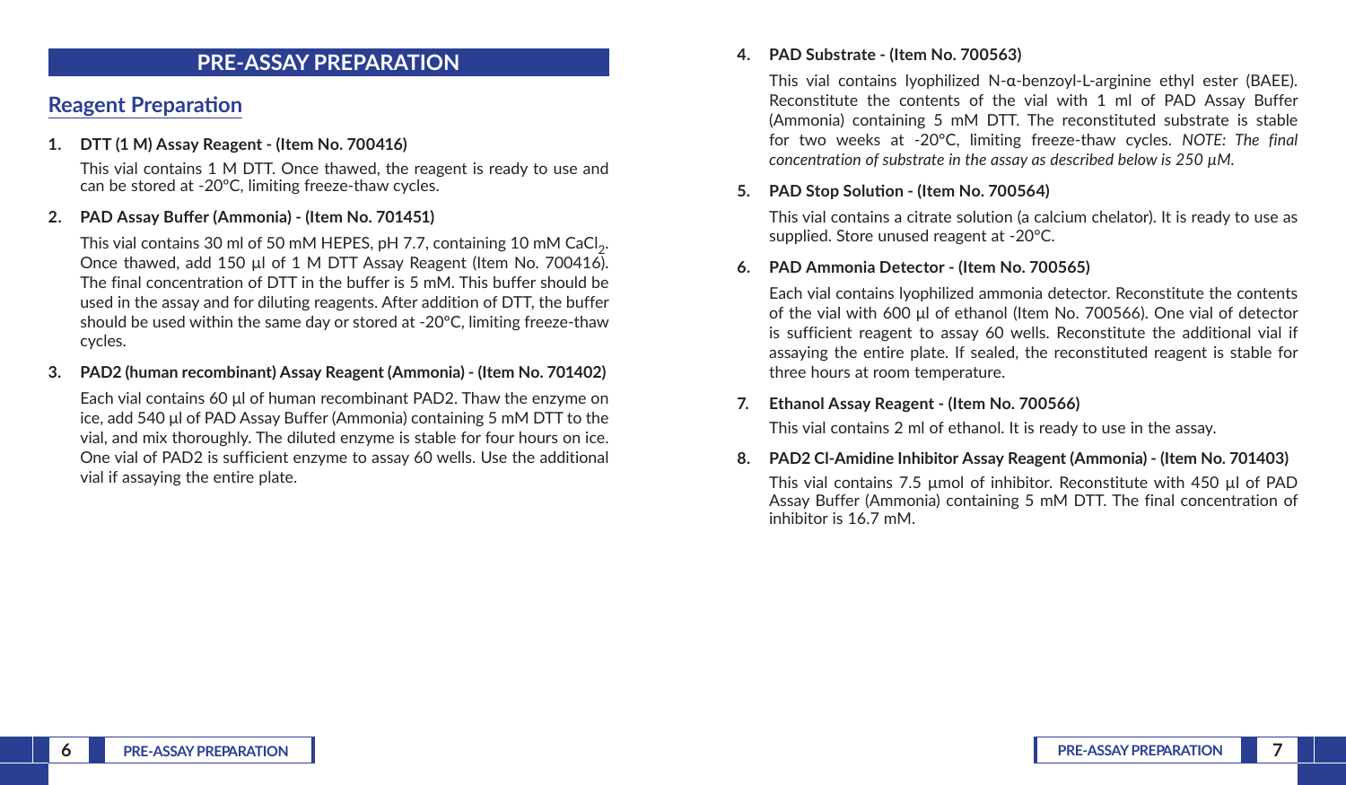# PRE-ASSAY PREPARATION

## Reagent Preparation

1. **DTT (1 M) Assay Reagent - (Item No. 700416)**

   This vial contains 1 M DTT. Once thawed, the reagent is ready to use and can be stored at -20°C, limiting freeze-thaw cycles.

2. **PAD Assay Buffer (Ammonia) - (Item No. 701451)**

   This vial contains 30 ml of 50 mM HEPES, pH 7.7, containing 10 mM $CaCl_2$. Once thawed, add 150 µl of 1 M DTT Assay Reagent (Item No. 700416). The final concentration of DTT in the buffer is 5 mM. This buffer should be used in the assay and for diluting reagents. After addition of DTT, the buffer should be used within the same day or stored at -20°C, limiting freeze-thaw cycles.

3. **PAD2 (human recombinant) Assay Reagent (Ammonia) - (Item No. 701402)**

   Each vial contains 60 µl of human recombinant PAD2. Thaw the enzyme on ice, add 540 µl of PAD Assay Buffer (Ammonia) containing 5 mM DTT to the vial, and mix thoroughly. The diluted enzyme is stable for four hours on ice. One vial of PAD2 is sufficient enzyme to assay 60 wells. Use the additional vial if assaying the entire plate.

4. **PAD Substrate - (Item No. 700563)**

   This vial contains lyophilized N-α-benzoyl-L-arginine ethyl ester (BAEE). Reconstitute the contents of the vial with 1 ml of PAD Assay Buffer (Ammonia) containing 5 mM DTT. The reconstituted substrate is stable for two weeks at -20°C, limiting freeze-thaw cycles. *NOTE: The final concentration of substrate in the assay as described below is 250 µM.*

5. **PAD Stop Solution - (Item No. 700564)**

   This vial contains a citrate solution (a calcium chelator). It is ready to use as supplied. Store unused reagent at -20°C.

6. **PAD Ammonia Detector - (Item No. 700565)**

   Each vial contains lyophilized ammonia detector. Reconstitute the contents of the vial with 600 µl of ethanol (Item No. 700566). One vial of detector is sufficient reagent to assay 60 wells. Reconstitute the additional vial if assaying the entire plate. If sealed, the reconstituted reagent is stable for three hours at room temperature.

7. **Ethanol Assay Reagent - (Item No. 700566)**

   This vial contains 2 ml of ethanol. It is ready to use in the assay.

8. **PAD2 Cl-Amidine Inhibitor Assay Reagent (Ammonia) - (Item No. 701403)**

   This vial contains 7.5 µmol of inhibitor. Reconstitute with 450 µl of PAD Assay Buffer (Ammonia) containing 5 mM DTT. The final concentration of inhibitor is 16.7 mM.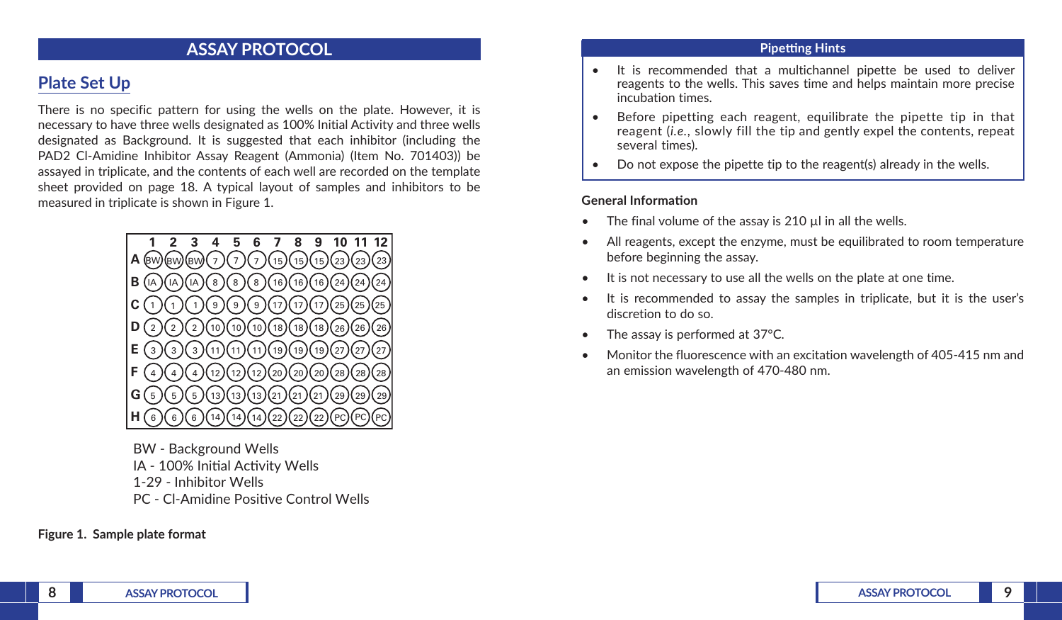# ASSAY PROTOCOL

## Plate Set Up

There is no specific pattern for using the wells on the plate. However, it is necessary to have three wells designated as 100% Initial Activity and three wells designated as Background. It is suggested that each inhibitor (including the PAD2 Cl-Amidine Inhibitor Assay Reagent (Ammonia) (Item No. 701403)) be assayed in triplicate, and the contents of each well are recorded on the template sheet provided on page 18. A typical layout of samples and inhibitors to be measured in triplicate is shown in Figure 1.

| | 1 | 2 | 3 | 4 | 5 | 6 | 7 | 8 | 9 | 10 | 11 | 12 |
|---|---|---|---|---|---|---|---|---|---|---|---|---|
| A | BW | BW | BW | 7 | 7 | 7 | 15 | 15 | 15 | 23 | 23 | 23 |
| B | IA | IA | IA | 8 | 8 | 8 | 16 | 16 | 16 | 24 | 24 | 24 |
| C | 1 | 1 | 1 | 9 | 9 | 9 | 17 | 17 | 17 | 25 | 25 | 25 |
| D | 2 | 2 | 2 | 10 | 10 | 10 | 18 | 18 | 18 | 26 | 26 | 26 |
| E | 3 | 3 | 3 | 11 | 11 | 11 | 19 | 19 | 19 | 27 | 27 | 27 |
| F | 4 | 4 | 4 | 12 | 12 | 12 | 20 | 20 | 20 | 28 | 28 | 28 |
| G | 5 | 5 | 5 | 13 | 13 | 13 | 21 | 21 | 21 | 29 | 29 | 29 |
| H | 6 | 6 | 6 | 14 | 14 | 14 | 22 | 22 | 22 | PC | PC | PC |

BW - Background Wells
IA - 100% Initial Activity Wells
1-29 - Inhibitor Wells
PC - Cl-Amidine Positive Control Wells

**Figure 1. Sample plate format**

### Pipetting Hints

- It is recommended that a multichannel pipette be used to deliver reagents to the wells. This saves time and helps maintain more precise incubation times.
- Before pipetting each reagent, equilibrate the pipette tip in that reagent (*i.e.*, slowly fill the tip and gently expel the contents, repeat several times).
- Do not expose the pipette tip to the reagent(s) already in the wells.

### General Information

- The final volume of the assay is 210 µl in all the wells.
- All reagents, except the enzyme, must be equilibrated to room temperature before beginning the assay.
- It is not necessary to use all the wells on the plate at one time.
- It is recommended to assay the samples in triplicate, but it is the user's discretion to do so.
- The assay is performed at 37°C.
- Monitor the fluorescence with an excitation wavelength of 405-415 nm and an emission wavelength of 470-480 nm.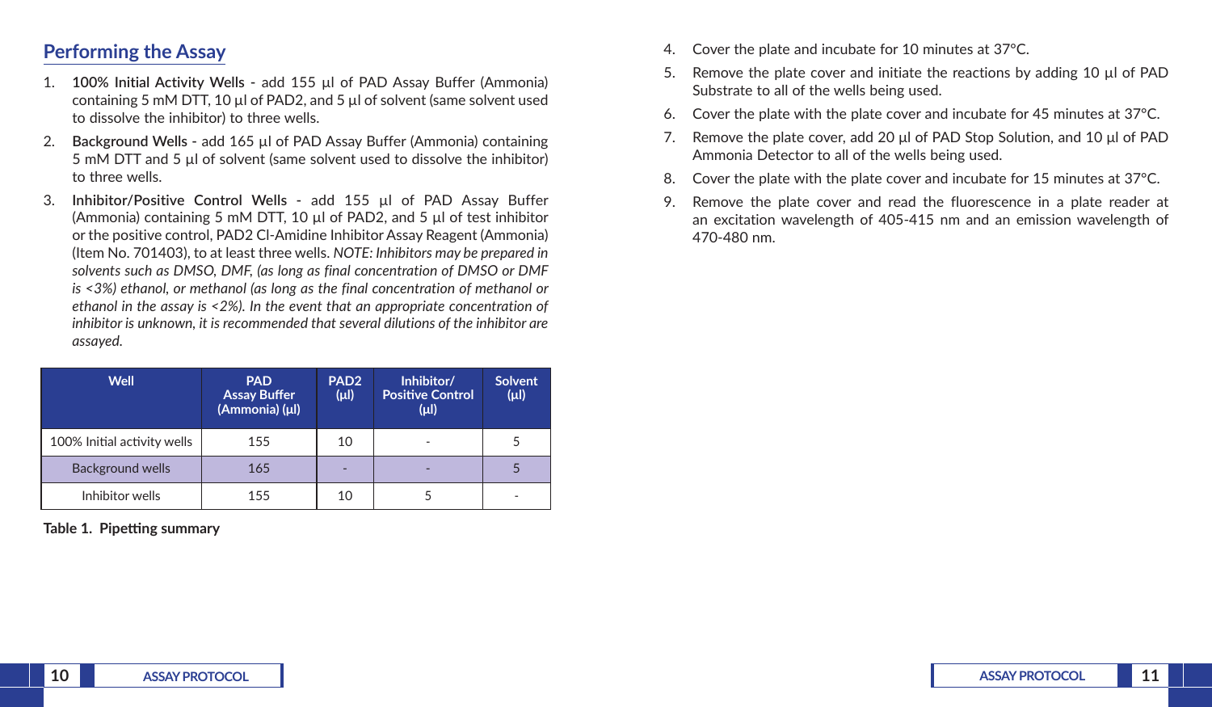## Performing the Assay

1. **100% Initial Activity Wells -** add 155 µl of PAD Assay Buffer (Ammonia) containing 5 mM DTT, 10 µl of PAD2, and 5 µl of solvent (same solvent used to dissolve the inhibitor) to three wells.
2. **Background Wells -** add 165 µl of PAD Assay Buffer (Ammonia) containing 5 mM DTT and 5 µl of solvent (same solvent used to dissolve the inhibitor) to three wells.
3. **Inhibitor/Positive Control Wells -** add 155 µl of PAD Assay Buffer (Ammonia) containing 5 mM DTT, 10 µl of PAD2, and 5 µl of test inhibitor or the positive control, PAD2 Cl-Amidine Inhibitor Assay Reagent (Ammonia) (Item No. 701403), to at least three wells. *NOTE: Inhibitors may be prepared in solvents such as DMSO, DMF, (as long as final concentration of DMSO or DMF is <3%) ethanol, or methanol (as long as the final concentration of methanol or ethanol in the assay is <2%). In the event that an appropriate concentration of inhibitor is unknown, it is recommended that several dilutions of the inhibitor are assayed.*

| Well | PAD Assay Buffer (Ammonia) (µl) | PAD2 (µl) | Inhibitor/ Positive Control (µl) | Solvent (µl) |
|---|---|---|---|---|
| 100% Initial activity wells | 155 | 10 | - | 5 |
| Background wells | 165 | - | - | 5 |
| Inhibitor wells | 155 | 10 | 5 | - |

**Table 1. Pipetting summary**

4. Cover the plate and incubate for 10 minutes at 37°C.
5. Remove the plate cover and initiate the reactions by adding 10 µl of PAD Substrate to all of the wells being used.
6. Cover the plate with the plate cover and incubate for 45 minutes at 37°C.
7. Remove the plate cover, add 20 µl of PAD Stop Solution, and 10 µl of PAD Ammonia Detector to all of the wells being used.
8. Cover the plate with the plate cover and incubate for 15 minutes at 37°C.
9. Remove the plate cover and read the fluorescence in a plate reader at an excitation wavelength of 405-415 nm and an emission wavelength of 470-480 nm.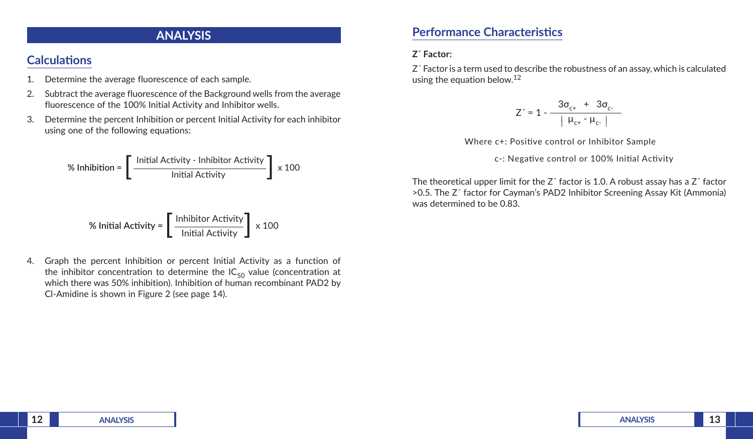# ANALYSIS

## Calculations

1. Determine the average fluorescence of each sample.
2. Subtract the average fluorescence of the Background wells from the average fluorescence of the 100% Initial Activity and Inhibitor wells.
3. Determine the percent Inhibition or percent Initial Activity for each inhibitor using one of the following equations:

$$\% \text{ Inhibition} = \left[ \frac{\text{Initial Activity - Inhibitor Activity}}{\text{Initial Activity}} \right] \times 100$$

$$\% \text{ Initial Activity} = \left[ \frac{\text{Inhibitor Activity}}{\text{Initial Activity}} \right] \times 100$$

4. Graph the percent Inhibition or percent Initial Activity as a function of the inhibitor concentration to determine the $IC_{50}$ value (concentration at which there was 50% inhibition). Inhibition of human recombinant PAD2 by Cl-Amidine is shown in Figure 2 (see page 14).

## Performance Characteristics

**Z´ Factor:**

Z´ Factor is a term used to describe the robustness of an assay, which is calculated using the equation below.[12]

$$Z' = 1 - \frac{3\sigma_{c+} + 3\sigma_{c-}}{|\mu_{c+} - \mu_{c-}|}$$

Where c+: Positive control or Inhibitor Sample

c-: Negative control or 100% Initial Activity

The theoretical upper limit for the Z´ factor is 1.0. A robust assay has a Z´ factor >0.5. The Z´ factor for Cayman's PAD2 Inhibitor Screening Assay Kit (Ammonia) was determined to be 0.83.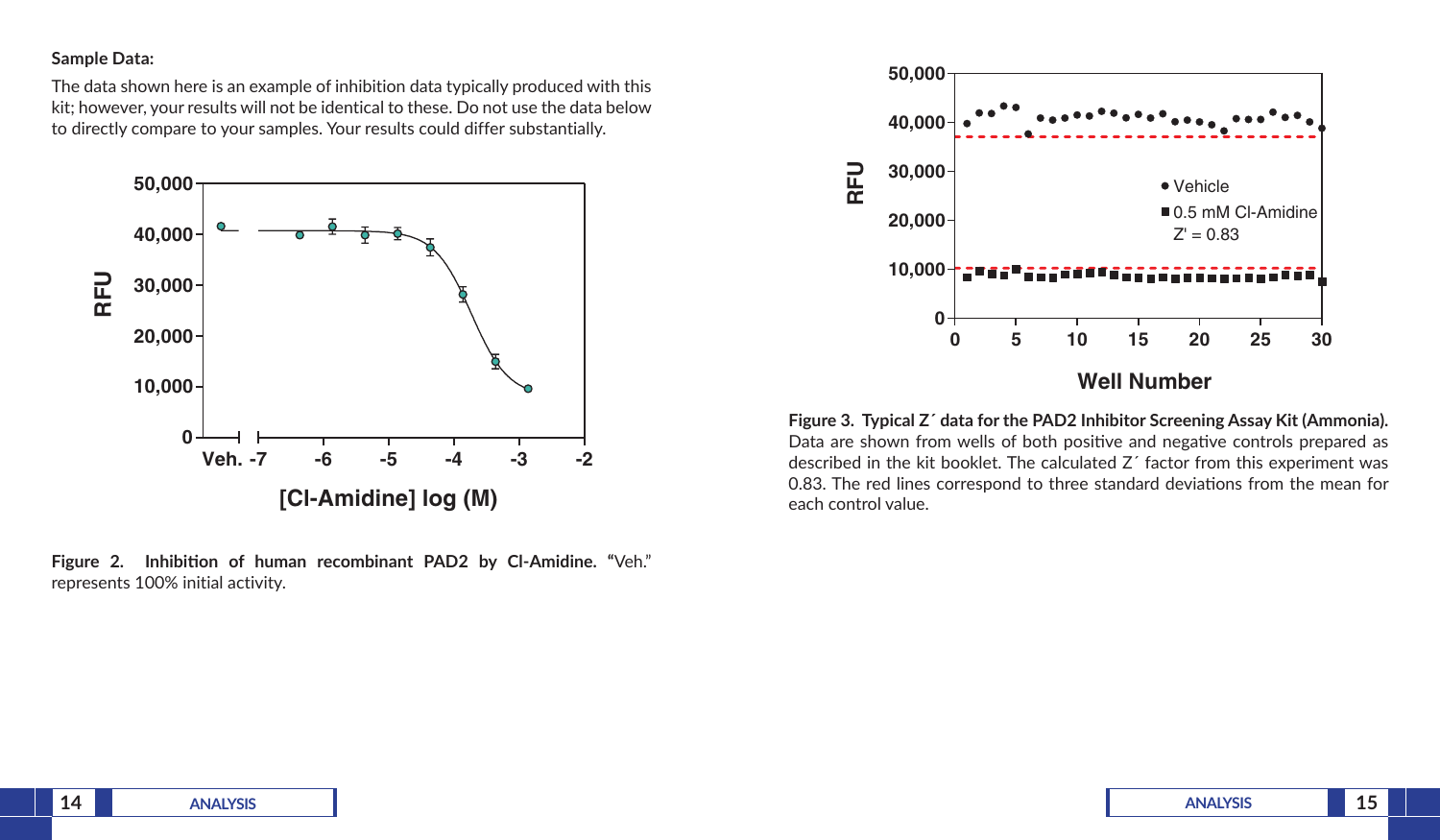**Sample Data:**

The data shown here is an example of inhibition data typically produced with this kit; however, your results will not be identical to these. Do not use the data below to directly compare to your samples. Your results could differ substantially.

**Figure 2. Inhibition of human recombinant PAD2 by Cl-Amidine.** "Veh." represents 100% initial activity.

**Figure 3. Typical Z´ data for the PAD2 Inhibitor Screening Assay Kit (Ammonia).** Data are shown from wells of both positive and negative controls prepared as described in the kit booklet. The calculated Z´ factor from this experiment was 0.83. The red lines correspond to three standard deviations from the mean for each control value.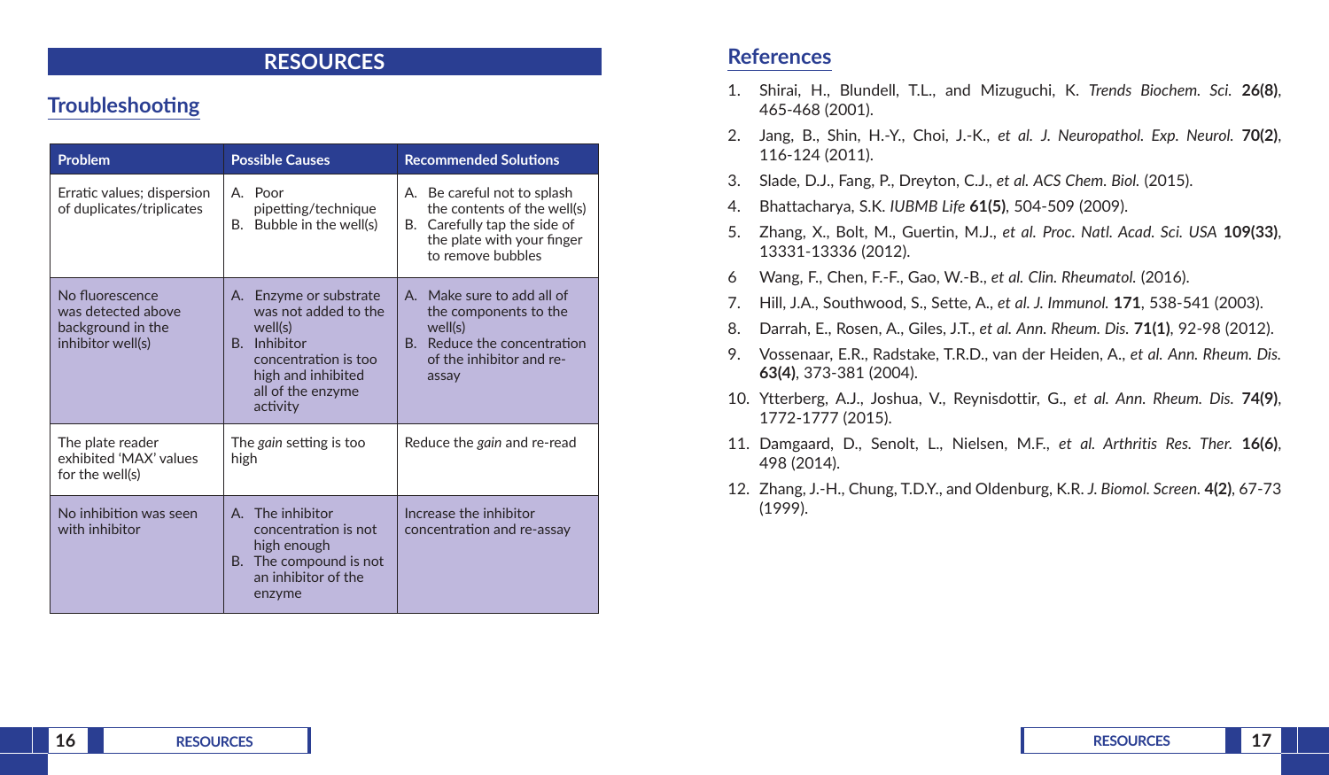# RESOURCES

## Troubleshooting

| Problem | Possible Causes | Recommended Solutions |
|---|---|---|
| Erratic values; dispersion of duplicates/triplicates | A. Poor pipetting/technique<br>B. Bubble in the well(s) | A. Be careful not to splash the contents of the well(s)<br>B. Carefully tap the side of the plate with your finger to remove bubbles |
| No fluorescence was detected above background in the inhibitor well(s) | A. Enzyme or substrate was not added to the well(s)<br>B. Inhibitor concentration is too high and inhibited all of the enzyme activity | A. Make sure to add all of the components to the well(s)<br>B. Reduce the concentration of the inhibitor and re-assay |
| The plate reader exhibited 'MAX' values for the well(s) | The *gain* setting is too high | Reduce the *gain* and re-read |
| No inhibition was seen with inhibitor | A. The inhibitor concentration is not high enough<br>B. The compound is not an inhibitor of the enzyme | Increase the inhibitor concentration and re-assay |

## References

1. Shirai, H., Blundell, T.L., and Mizuguchi, K. *Trends Biochem. Sci.* **26(8)**, 465-468 (2001).
2. Jang, B., Shin, H.-Y., Choi, J.-K., *et al. J. Neuropathol. Exp. Neurol.* **70(2)**, 116-124 (2011).
3. Slade, D.J., Fang, P., Dreyton, C.J., *et al. ACS Chem. Biol.* (2015).
4. Bhattacharya, S.K. *IUBMB Life* **61(5)**, 504-509 (2009).
5. Zhang, X., Bolt, M., Guertin, M.J., *et al. Proc. Natl. Acad. Sci. USA* **109(33)**, 13331-13336 (2012).
6. Wang, F., Chen, F.-F., Gao, W.-B., *et al. Clin. Rheumatol.* (2016).
7. Hill, J.A., Southwood, S., Sette, A., *et al. J. Immunol.* **171**, 538-541 (2003).
8. Darrah, E., Rosen, A., Giles, J.T., *et al. Ann. Rheum. Dis.* **71(1)**, 92-98 (2012).
9. Vossenaar, E.R., Radstake, T.R.D., van der Heiden, A., *et al. Ann. Rheum. Dis.* **63(4)**, 373-381 (2004).
10. Ytterberg, A.J., Joshua, V., Reynisdottir, G., *et al. Ann. Rheum. Dis.* **74(9)**, 1772-1777 (2015).
11. Damgaard, D., Senolt, L., Nielsen, M.F., *et al. Arthritis Res. Ther.* **16(6)**, 498 (2014).
12. Zhang, J.-H., Chung, T.D.Y., and Oldenburg, K.R. *J. Biomol. Screen.* **4(2)**, 67-73 (1999).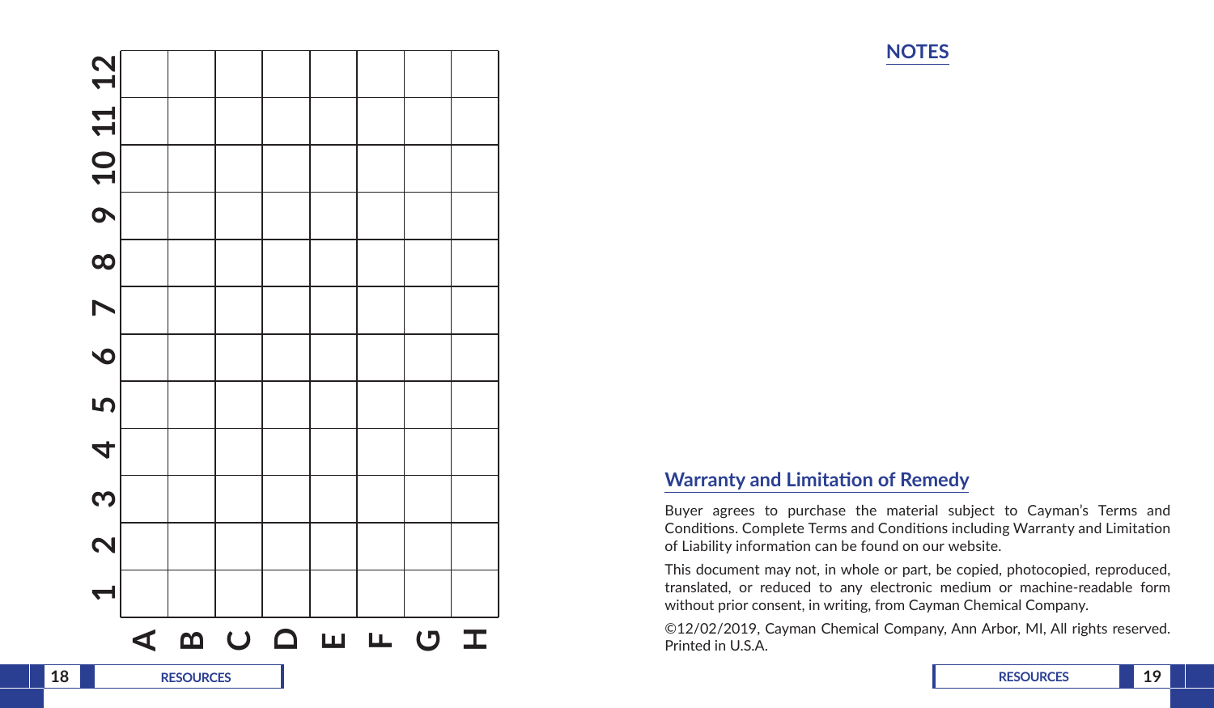| | 1 | 2 | 3 | 4 | 5 | 6 | 7 | 8 | 9 | 10 | 11 | 12 |
|---|---|---|---|---|---|---|---|---|---|---|---|---|
| A | | | | | | | | | | | | |
| B | | | | | | | | | | | | |
| C | | | | | | | | | | | | |
| D | | | | | | | | | | | | |
| E | | | | | | | | | | | | |
| F | | | | | | | | | | | | |
| G | | | | | | | | | | | | |
| H | | | | | | | | | | | | |

## NOTES

## Warranty and Limitation of Remedy

Buyer agrees to purchase the material subject to Cayman's Terms and Conditions. Complete Terms and Conditions including Warranty and Limitation of Liability information can be found on our website.

This document may not, in whole or part, be copied, photocopied, reproduced, translated, or reduced to any electronic medium or machine-readable form without prior consent, in writing, from Cayman Chemical Company.

©12/02/2019, Cayman Chemical Company, Ann Arbor, MI, All rights reserved. Printed in U.S.A.